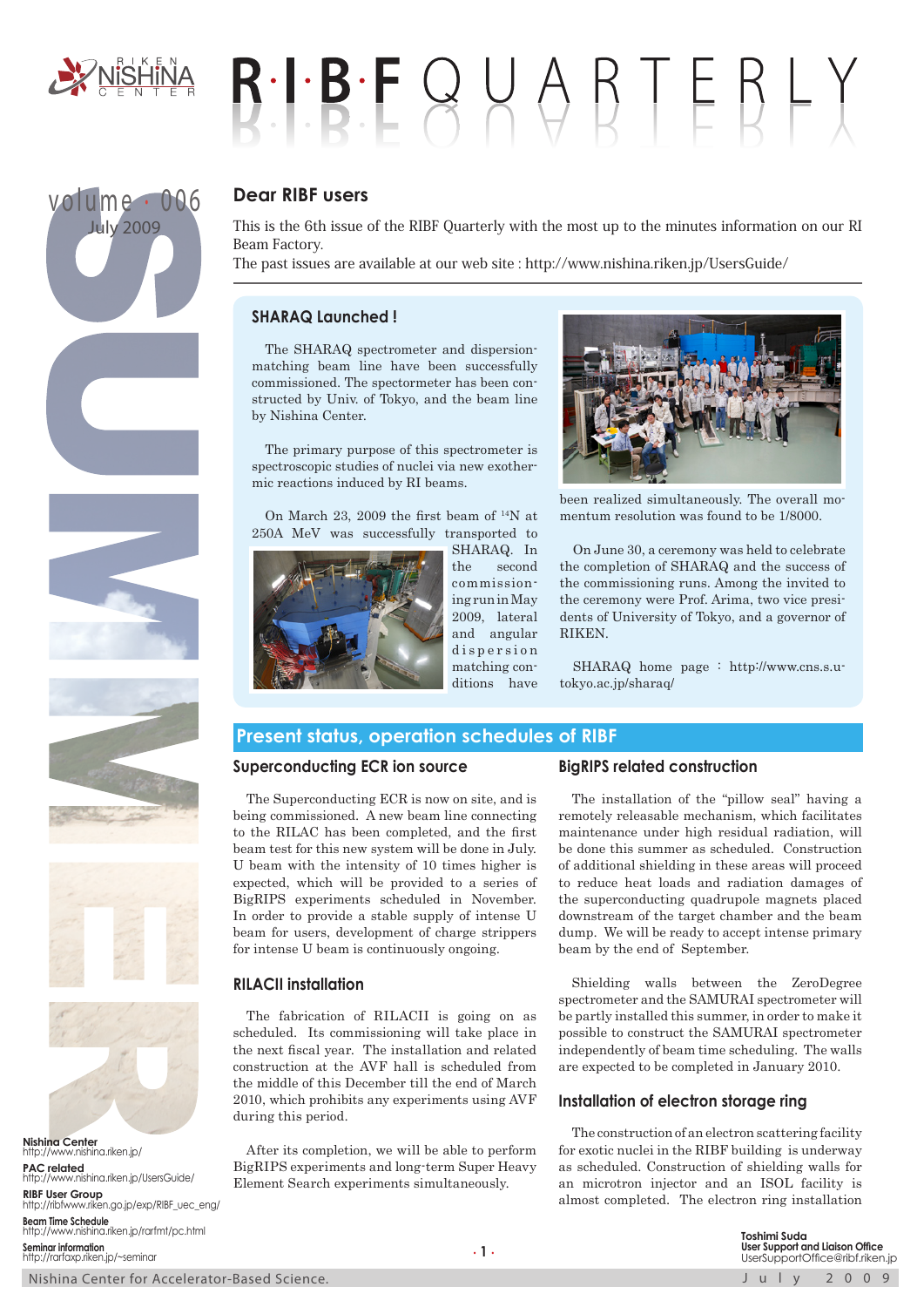# R·I·B·F QUARTERLY

volume · 006
July 2009

## Dear RIBF users

This is the 6th issue of the RIBF Quarterly with the most up to the minutes information on our RI Beam Factory.
The past issues are available at our web site : http://www.nishina.riken.jp/UsersGuide/

### SHARAQ Launched !

The SHARAQ spectrometer and dispersion-matching beam line have been successfully commissioned. The spectormeter has been constructed by Univ. of Tokyo, and the beam line by Nishina Center.

The primary purpose of this spectrometer is spectroscopic studies of nuclei via new exothermic reactions induced by RI beams.

On March 23, 2009 the first beam of $^{14}$N at 250A MeV was successfully transported to SHARAQ. In the second commissioning run in May 2009, lateral and angular dispersion matching conditions have been realized simultaneously. The overall momentum resolution was found to be 1/8000.

On June 30, a ceremony was held to celebrate the completion of SHARAQ and the success of the commissioning runs. Among the invited to the ceremony were Prof. Arima, two vice presidents of University of Tokyo, and a governor of RIKEN.

SHARAQ home page : http://www.cns.s.u-tokyo.ac.jp/sharaq/

## Present status, operation schedules of RIBF

### Superconducting ECR ion source

The Superconducting ECR is now on site, and is being commissioned. A new beam line connecting to the RILAC has been completed, and the first beam test for this new system will be done in July. U beam with the intensity of 10 times higher is expected, which will be provided to a series of BigRIPS experiments scheduled in November. In order to provide a stable supply of intense U beam for users, development of charge strippers for intense U beam is continuously ongoing.

### RILACII installation

The fabrication of RILACII is going on as scheduled. Its commissioning will take place in the next fiscal year. The installation and related construction at the AVF hall is scheduled from the middle of this December till the end of March 2010, which prohibits any experiments using AVF during this period.

After its completion, we will be able to perform BigRIPS experiments and long-term Super Heavy Element Search experiments simultaneously.

### BigRIPS related construction

The installation of the "pillow seal" having a remotely releasable mechanism, which facilitates maintenance under high residual radiation, will be done this summer as scheduled. Construction of additional shielding in these areas will proceed to reduce heat loads and radiation damages of the superconducting quadrupole magnets placed downstream of the target chamber and the beam dump. We will be ready to accept intense primary beam by the end of September.

Shielding walls between the ZeroDegree spectrometer and the SAMURAI spectrometer will be partly installed this summer, in order to make it possible to construct the SAMURAI spectrometer independently of beam time scheduling. The walls are expected to be completed in January 2010.

### Installation of electron storage ring

The construction of an electron scattering facility for exotic nuclei in the RIBF building is underway as scheduled. Construction of shielding walls for an microtron injector and an ISOL facility is almost completed. The electron ring installation

**Nishina Center**
http://www.nishina.riken.jp/
**PAC related**
http://www.nishina.riken.jp/UsersGuide/
**RIBF User Group**
http://ribfwww.riken.go.jp/exp/RIBF_uec_eng/
**Beam Time Schedule**
http://www.nishina.riken.jp/rarfmt/pc.html
**Seminar information**
http://rarfaxp.riken.jp/~seminar

**Toshimi Suda**
**User Support and Liaison Office**
UserSupportOffice@ribf.riken.jp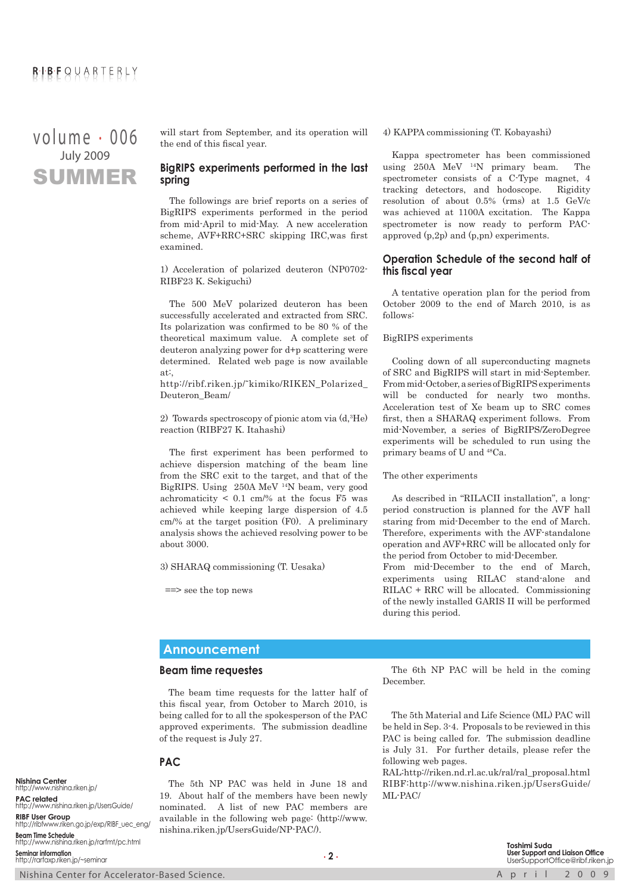will start from September, and its operation will the end of this fiscal year.

## BigRIPS experiments performed in the last spring

The followings are brief reports on a series of BigRIPS experiments performed in the period from mid-April to mid-May. A new acceleration scheme, AVF+RRC+SRC skipping IRC,was first examined.

1) Acceleration of polarized deuteron (NP0702-RIBF23 K. Sekiguchi)

The 500 MeV polarized deuteron has been successfully accelerated and extracted from SRC. Its polarization was confirmed to be 80 % of the theoretical maximum value. A complete set of deuteron analyzing power for d+p scattering were determined. Related web page is now available at:,
http://ribf.riken.jp/~kimiko/RIKEN_Polarized_Deuteron_Beam/

2) Towards spectroscopy of pionic atom via (d,$^{3}$He) reaction (RIBF27 K. Itahashi)

The first experiment has been performed to achieve dispersion matching of the beam line from the SRC exit to the target, and that of the BigRIPS. Using 250A MeV $^{14}$N beam, very good achromaticity < 0.1 cm/% at the focus F5 was achieved while keeping large dispersion of 4.5 cm/% at the target position (F0). A preliminary analysis shows the achieved resolving power to be about 3000.

3) SHARAQ commissioning (T. Uesaka)

==> see the top news

4) KAPPA commissioning (T. Kobayashi)

Kappa spectrometer has been commissioned using 250A MeV $^{14}$N primary beam. The spectrometer consists of a C-Type magnet, 4 tracking detectors, and hodoscope. Rigidity resolution of about 0.5% (rms) at 1.5 GeV/c was achieved at 1100A excitation. The Kappa spectrometer is now ready to perform PAC-approved (p,2p) and (p,pn) experiments.

## Operation Schedule of the second half of this fiscal year

A tentative operation plan for the period from October 2009 to the end of March 2010, is as follows:

BigRIPS experiments

Cooling down of all superconducting magnets of SRC and BigRIPS will start in mid-September. From mid-October, a series of BigRIPS experiments will be conducted for nearly two months. Acceleration test of Xe beam up to SRC comes first, then a SHARAQ experiment follows. From mid-November, a series of BigRIPS/ZeroDegree experiments will be scheduled to run using the primary beams of U and $^{48}$Ca.

The other experiments

As described in "RILACII installation", a long-period construction is planned for the AVF hall staring from mid-December to the end of March. Therefore, experiments with the AVF-standalone operation and AVF+RRC will be allocated only for the period from October to mid-December.
From mid-December to the end of March, experiments using RILAC stand-alone and RILAC + RRC will be allocated. Commissioning of the newly installed GARIS II will be performed during this period.

# Announcement

## Beam time requestes

The beam time requests for the latter half of this fiscal year, from October to March 2010, is being called for to all the spokesperson of the PAC approved experiments. The submission deadline of the request is July 27.

## PAC

The 5th NP PAC was held in June 18 and 19. About half of the members have been newly nominated. A list of new PAC members are available in the following web pages: (http://www.nishina.riken.jp/UsersGuide/NP-PAC/).

The 6th NP PAC will be held in the coming December.

The 5th Material and Life Science (ML) PAC will be held in Sep. 3-4. Proposals to be reviewed in this PAC is being called for. The submission deadline is July 31. For further details, please refer the following web pages.
RAL:http://riken.nd.rl.ac.uk/ral/ral_proposal.html
RIBF:http://www.nishina.riken.jp/UsersGuide/ML-PAC/

**Nishina Center**
http://www.nishina.riken.jp/
**PAC related**
http://www.nishina.riken.jp/UsersGuide/
**RIBF User Group**
http://ribfwww.riken.go.jp/exp/RIBF_uec_eng/
**Beam Time Schedule**
http://www.nishina.riken.jp/rarfmt/pc.html
**Seminar information**
http://rarfaxp.riken.jp/~seminar

**Toshimi Suda**
**User Support and Liaison Office**
UserSupportOffice@ribf.riken.jp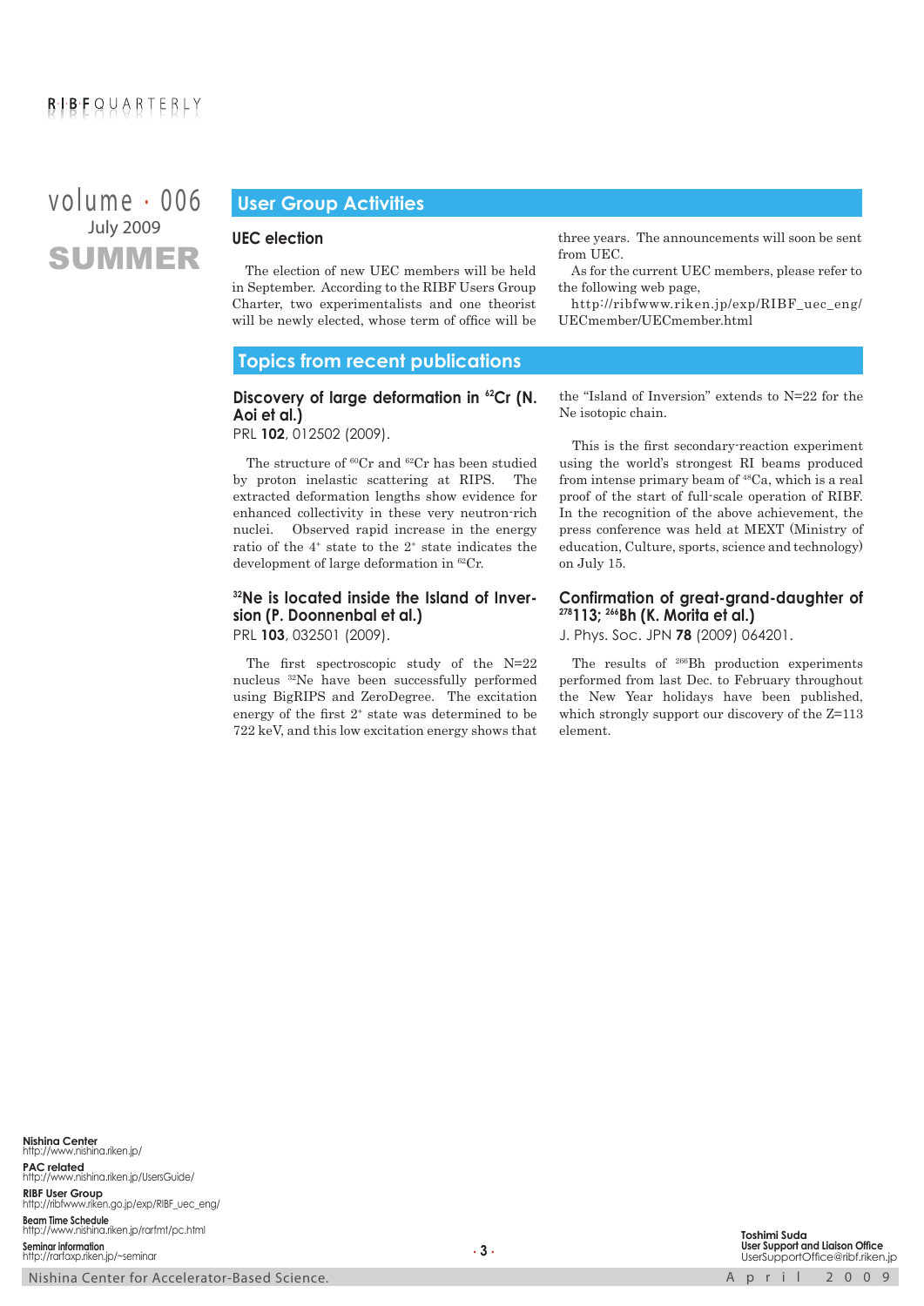## User Group Activities

### UEC election

The election of new UEC members will be held in September. According to the RIBF Users Group Charter, two experimentalists and one theorist will be newly elected, whose term of office will be three years. The announcements will soon be sent from UEC.

As for the current UEC members, please refer to the following web page,

http://ribfwww.riken.jp/exp/RIBF_uec_eng/UECmember/UECmember.html

## Topics from recent publications

### Discovery of large deformation in $^{62}$Cr (N. Aoi et al.)

PRL **102**, 012502 (2009).

The structure of $^{60}$Cr and $^{62}$Cr has been studied by proton inelastic scattering at RIPS. The extracted deformation lengths show evidence for enhanced collectivity in these very neutron-rich nuclei. Observed rapid increase in the energy ratio of the $4^+$ state to the $2^+$ state indicates the development of large deformation in $^{62}$Cr.

### $^{32}$Ne is located inside the Island of Inversion (P. Doonnenbal et al.)

PRL **103**, 032501 (2009).

The first spectroscopic study of the N=22 nucleus $^{32}$Ne have been successfully performed using BigRIPS and ZeroDegree. The excitation energy of the first $2^+$ state was determined to be 722 keV, and this low excitation energy shows that the "Island of Inversion" extends to N=22 for the Ne isotopic chain.

This is the first secondary-reaction experiment using the world's strongest RI beams produced from intense primary beam of $^{48}$Ca, which is a real proof of the start of full-scale operation of RIBF. In the recognition of the above achievement, the press conference was held at MEXT (Ministry of education, Culture, sports, science and technology) on July 15.

### Confirmation of great-grand-daughter of $^{278}$113; $^{266}$Bh (K. Morita et al.)

J. Phys. Soc. JPN **78** (2009) 064201.

The results of $^{266}$Bh production experiments performed from last Dec. to February throughout the New Year holidays have been published, which strongly support our discovery of the Z=113 element.

**Nishina Center**
http://www.nishina.riken.jp/

**PAC related**
http://www.nishina.riken.jp/UsersGuide/

**RIBF User Group**
http://ribfwww.riken.go.jp/exp/RIBF_uec_eng/

**Beam Time Schedule**
http://www.nishina.riken.jp/rarfmt/pc.html

**Seminar information**
http://rarfaxp.riken.jp/~seminar

**Toshimi Suda**
**User Support and Liaison Office**
UserSupportOffice@ribf.riken.jp